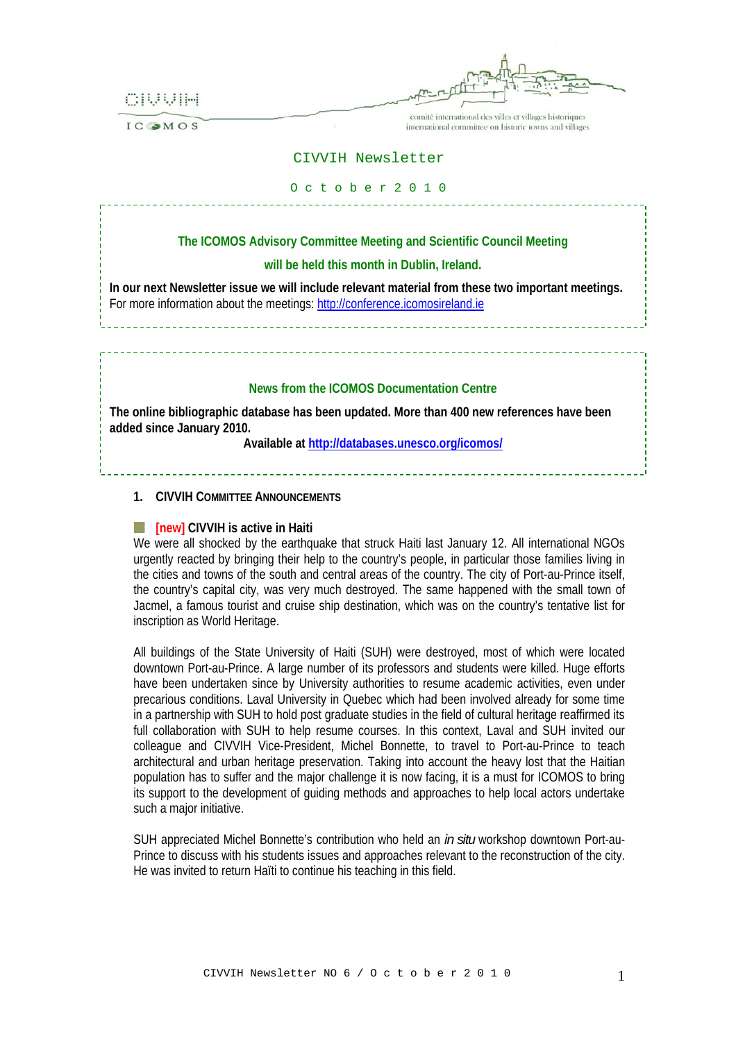CIVVIH

ICOMOS

comité international des villes et villages historiques
international committee on historic towns and villages

# CIVVIH Newsletter

O c t o b e r 2 0 1 0

**The ICOMOS Advisory Committee Meeting and Scientific Council Meeting**

**will be held this month in Dublin, Ireland.**

**In our next Newsletter issue we will include relevant material from these two important meetings.**
For more information about the meetings: http://conference.icomosireland.ie

**News from the ICOMOS Documentation Centre**

**The online bibliographic database has been updated. More than 400 new references have been added since January 2010.**
**Available at http://databases.unesco.org/icomos/**

## 1. CIVVIH Committee Announcements

### [new] CIVVIH is active in Haiti

We were all shocked by the earthquake that struck Haiti last January 12. All international NGOs urgently reacted by bringing their help to the country's people, in particular those families living in the cities and towns of the south and central areas of the country. The city of Port-au-Prince itself, the country's capital city, was very much destroyed. The same happened with the small town of Jacmel, a famous tourist and cruise ship destination, which was on the country's tentative list for inscription as World Heritage.

All buildings of the State University of Haiti (SUH) were destroyed, most of which were located downtown Port-au-Prince. A large number of its professors and students were killed. Huge efforts have been undertaken since by University authorities to resume academic activities, even under precarious conditions. Laval University in Quebec which had been involved already for some time in a partnership with SUH to hold post graduate studies in the field of cultural heritage reaffirmed its full collaboration with SUH to help resume courses. In this context, Laval and SUH invited our colleague and CIVVIH Vice-President, Michel Bonnette, to travel to Port-au-Prince to teach architectural and urban heritage preservation. Taking into account the heavy lost that the Haitian population has to suffer and the major challenge it is now facing, it is a must for ICOMOS to bring its support to the development of guiding methods and approaches to help local actors undertake such a major initiative.

SUH appreciated Michel Bonnette's contribution who held an *in situ* workshop downtown Port-au-Prince to discuss with his students issues and approaches relevant to the reconstruction of the city. He was invited to return Haïti to continue his teaching in this field.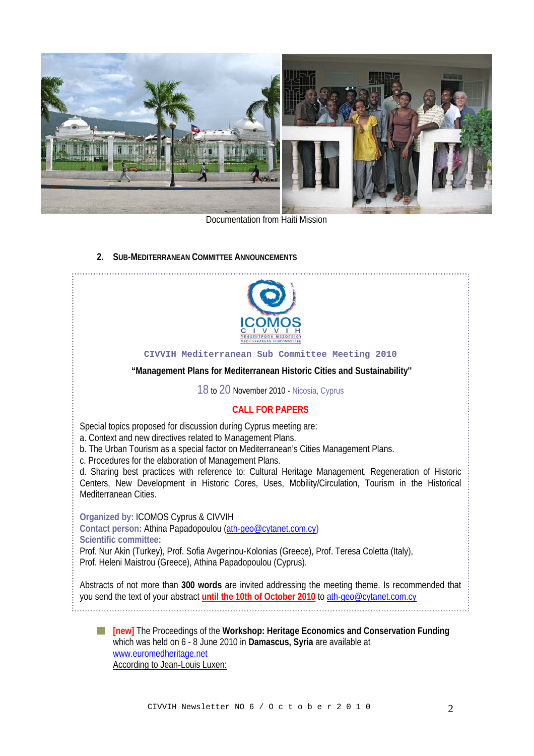Documentation from Haiti Mission

## 2. Sub-Mediterranean Committee Announcements

ICOMOS CIVVIH

**CIVVIH Mediterranean Sub Committee Meeting 2010**

**"Management Plans for Mediterranean Historic Cities and Sustainability"**

18 to 20 November 2010 - Nicosia, Cyprus

**CALL FOR PAPERS**

Special topics proposed for discussion during Cyprus meeting are:

a. Context and new directives related to Management Plans.
b. The Urban Tourism as a special factor on Mediterranean's Cities Management Plans.
c. Procedures for the elaboration of Management Plans.
d. Sharing best practices with reference to: Cultural Heritage Management, Regeneration of Historic Centers, New Development in Historic Cores, Uses, Mobility/Circulation, Tourism in the Historical Mediterranean Cities.

**Organized by:** ICOMOS Cyprus & CIVVIH
**Contact person:** Athina Papadopoulou (ath-geo@cytanet.com.cy)
**Scientific committee:**
Prof. Nur Akin (Turkey), Prof. Sofia Avgerinou-Kolonias (Greece), Prof. Teresa Coletta (Italy), Prof. Heleni Maistrou (Greece), Athina Papadopoulou (Cyprus).

Abstracts of not more than **300 words** are invited addressing the meeting theme. Is recommended that you send the text of your abstract **until the 10th of October 2010** to ath-geo@cytanet.com.cy

- [new] The Proceedings of the **Workshop: Heritage Economics and Conservation Funding** which was held on 6 - 8 June 2010 in **Damascus, Syria** are available at www.euromedheritage.net
  According to Jean-Louis Luxen: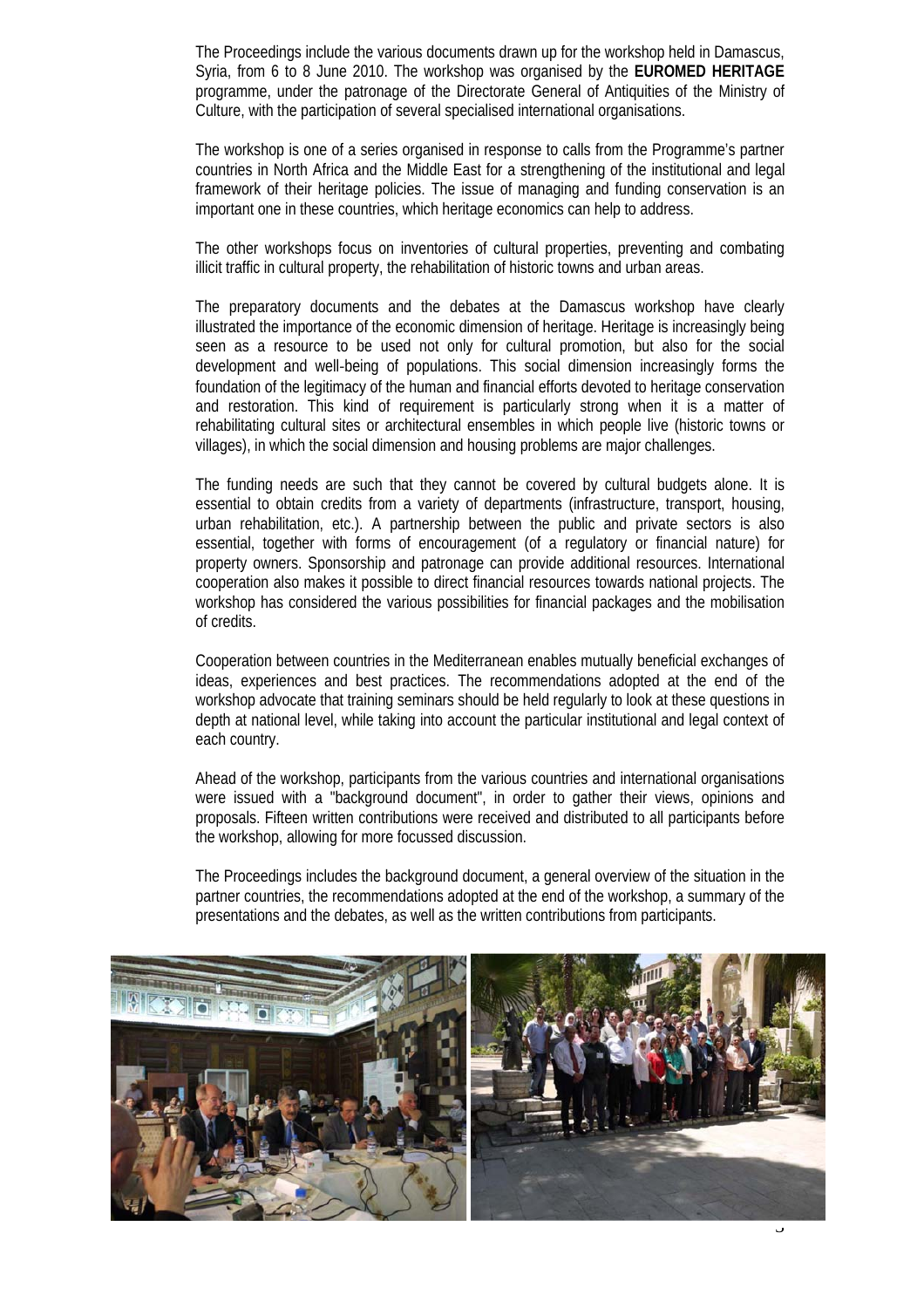The Proceedings include the various documents drawn up for the workshop held in Damascus, Syria, from 6 to 8 June 2010. The workshop was organised by the **EUROMED HERITAGE** programme, under the patronage of the Directorate General of Antiquities of the Ministry of Culture, with the participation of several specialised international organisations.

The workshop is one of a series organised in response to calls from the Programme's partner countries in North Africa and the Middle East for a strengthening of the institutional and legal framework of their heritage policies. The issue of managing and funding conservation is an important one in these countries, which heritage economics can help to address.

The other workshops focus on inventories of cultural properties, preventing and combating illicit traffic in cultural property, the rehabilitation of historic towns and urban areas.

The preparatory documents and the debates at the Damascus workshop have clearly illustrated the importance of the economic dimension of heritage. Heritage is increasingly being seen as a resource to be used not only for cultural promotion, but also for the social development and well-being of populations. This social dimension increasingly forms the foundation of the legitimacy of the human and financial efforts devoted to heritage conservation and restoration. This kind of requirement is particularly strong when it is a matter of rehabilitating cultural sites or architectural ensembles in which people live (historic towns or villages), in which the social dimension and housing problems are major challenges.

The funding needs are such that they cannot be covered by cultural budgets alone. It is essential to obtain credits from a variety of departments (infrastructure, transport, housing, urban rehabilitation, etc.). A partnership between the public and private sectors is also essential, together with forms of encouragement (of a regulatory or financial nature) for property owners. Sponsorship and patronage can provide additional resources. International cooperation also makes it possible to direct financial resources towards national projects. The workshop has considered the various possibilities for financial packages and the mobilisation of credits.

Cooperation between countries in the Mediterranean enables mutually beneficial exchanges of ideas, experiences and best practices. The recommendations adopted at the end of the workshop advocate that training seminars should be held regularly to look at these questions in depth at national level, while taking into account the particular institutional and legal context of each country.

Ahead of the workshop, participants from the various countries and international organisations were issued with a "background document", in order to gather their views, opinions and proposals. Fifteen written contributions were received and distributed to all participants before the workshop, allowing for more focussed discussion.

The Proceedings includes the background document, a general overview of the situation in the partner countries, the recommendations adopted at the end of the workshop, a summary of the presentations and the debates, as well as the written contributions from participants.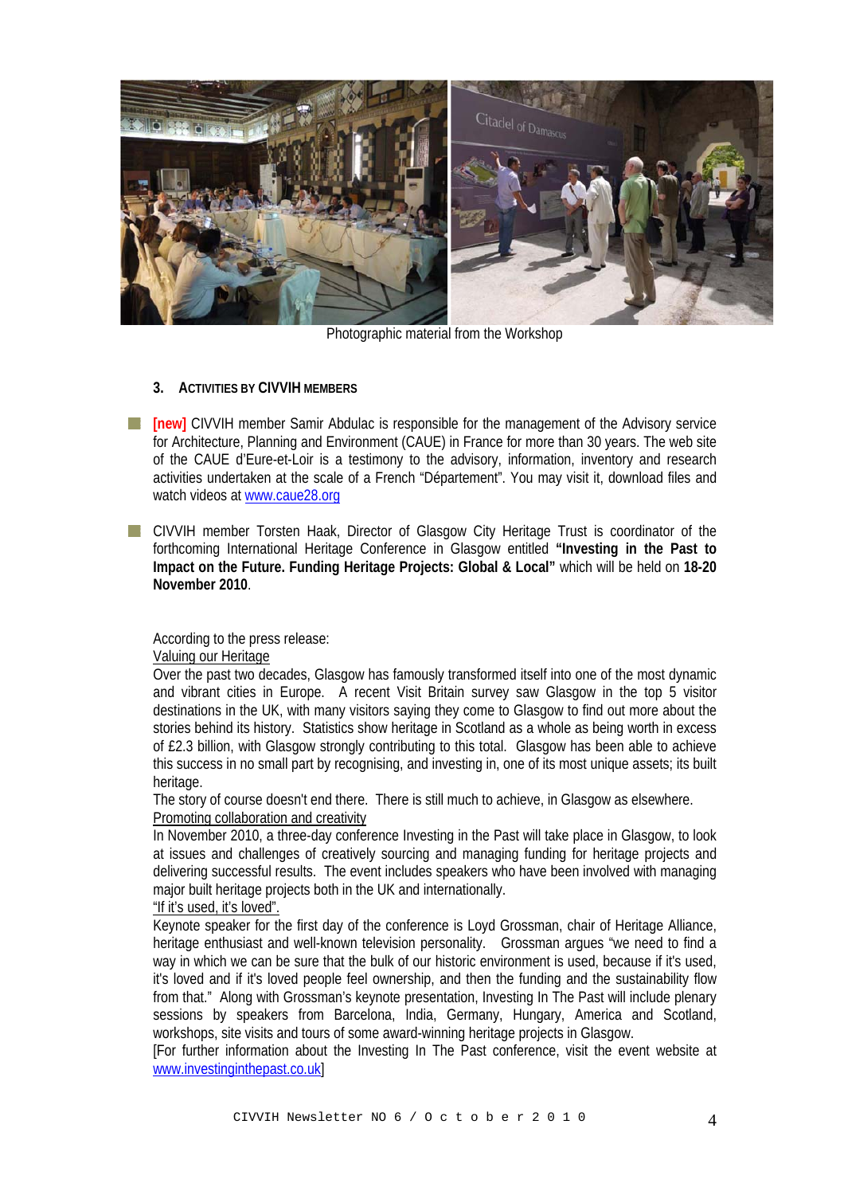Photographic material from the Workshop

### 3. ACTIVITIES BY CIVVIH MEMBERS

- **[new]** CIVVIH member Samir Abdulac is responsible for the management of the Advisory service for Architecture, Planning and Environment (CAUE) in France for more than 30 years. The web site of the CAUE d'Eure-et-Loir is a testimony to the advisory, information, inventory and research activities undertaken at the scale of a French "Département". You may visit it, download files and watch videos at www.caue28.org

- CIVVIH member Torsten Haak, Director of Glasgow City Heritage Trust is coordinator of the forthcoming International Heritage Conference in Glasgow entitled **"Investing in the Past to Impact on the Future. Funding Heritage Projects: Global & Local"** which will be held on **18-20 November 2010**.

According to the press release:

Valuing our Heritage

Over the past two decades, Glasgow has famously transformed itself into one of the most dynamic and vibrant cities in Europe. A recent Visit Britain survey saw Glasgow in the top 5 visitor destinations in the UK, with many visitors saying they come to Glasgow to find out more about the stories behind its history. Statistics show heritage in Scotland as a whole as being worth in excess of £2.3 billion, with Glasgow strongly contributing to this total. Glasgow has been able to achieve this success in no small part by recognising, and investing in, one of its most unique assets; its built heritage.

The story of course doesn't end there. There is still much to achieve, in Glasgow as elsewhere.

Promoting collaboration and creativity

In November 2010, a three-day conference Investing in the Past will take place in Glasgow, to look at issues and challenges of creatively sourcing and managing funding for heritage projects and delivering successful results. The event includes speakers who have been involved with managing major built heritage projects both in the UK and internationally.

"If it's used, it's loved".

Keynote speaker for the first day of the conference is Loyd Grossman, chair of Heritage Alliance, heritage enthusiast and well-known television personality. Grossman argues "we need to find a way in which we can be sure that the bulk of our historic environment is used, because if it's used, it's loved and if it's loved people feel ownership, and then the funding and the sustainability flow from that." Along with Grossman's keynote presentation, Investing In The Past will include plenary sessions by speakers from Barcelona, India, Germany, Hungary, America and Scotland, workshops, site visits and tours of some award-winning heritage projects in Glasgow.

[For further information about the Investing In The Past conference, visit the event website at www.investinginthepast.co.uk]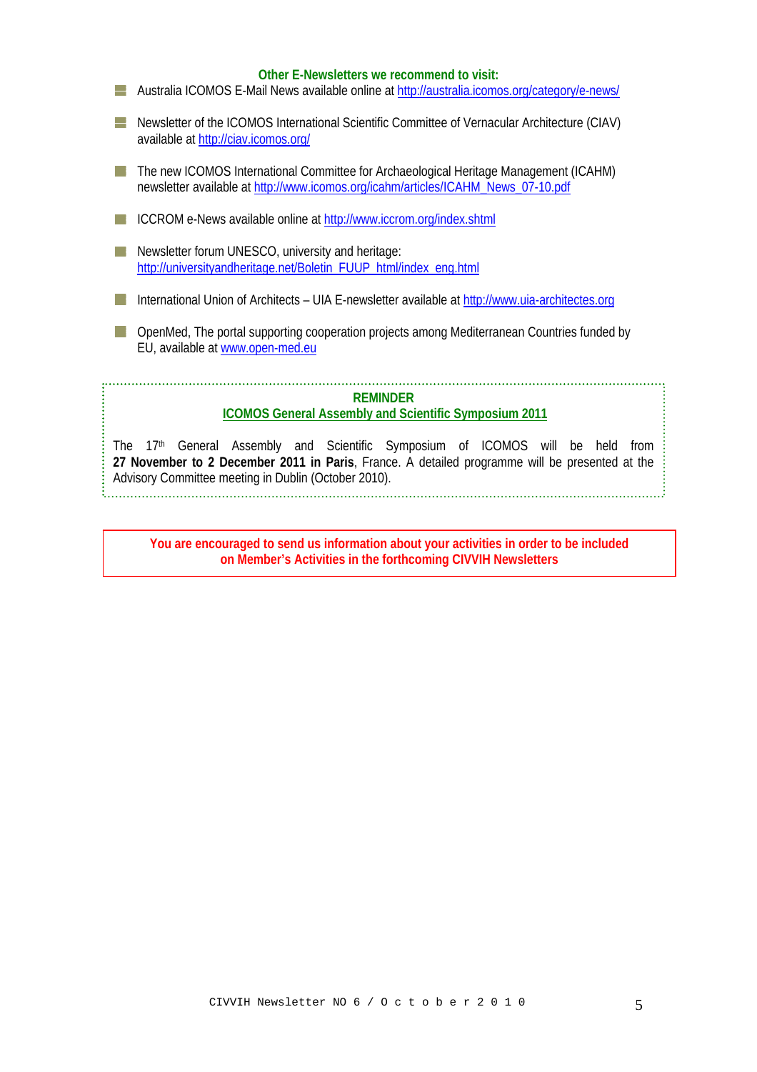### Other E-Newsletters we recommend to visit:

- Australia ICOMOS E-Mail News available online at http://australia.icomos.org/category/e-news/
- Newsletter of the ICOMOS International Scientific Committee of Vernacular Architecture (CIAV) available at http://ciav.icomos.org/
- The new ICOMOS International Committee for Archaeological Heritage Management (ICAHM) newsletter available at http://www.icomos.org/icahm/articles/ICAHM_News_07-10.pdf
- ICCROM e-News available online at http://www.iccrom.org/index.shtml
- Newsletter forum UNESCO, university and heritage: http://universityandheritage.net/Boletin_FUUP_html/index_eng.html
- International Union of Architects – UIA E-newsletter available at http://www.uia-architectes.org
- OpenMed, The portal supporting cooperation projects among Mediterranean Countries funded by EU, available at www.open-med.eu

**REMINDER**

**ICOMOS General Assembly and Scientific Symposium 2011**

The 17th General Assembly and Scientific Symposium of ICOMOS will be held from **27 November to 2 December 2011 in Paris**, France. A detailed programme will be presented at the Advisory Committee meeting in Dublin (October 2010).

**You are encouraged to send us information about your activities in order to be included on Member's Activities in the forthcoming CIVVIH Newsletters**